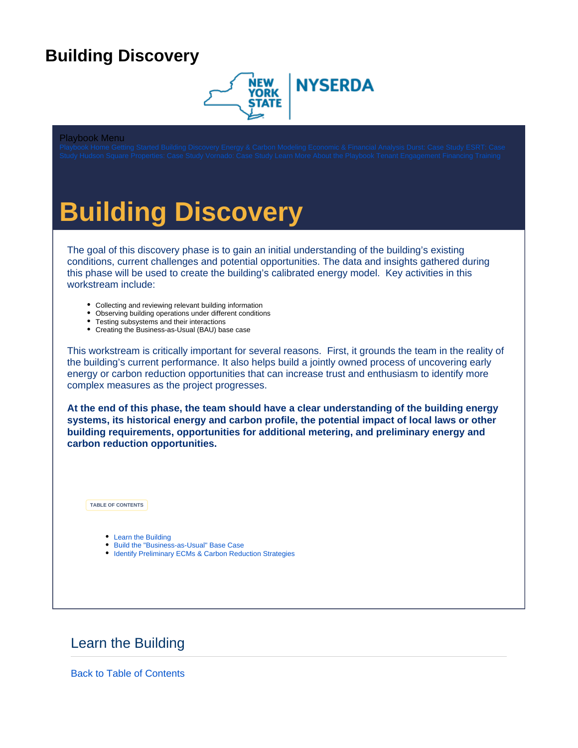# Building Discovery

Playbook Menu

Playbook Home Getting Started Building Discovery Energy & Carbon Modeling Economic & Financial Analysis Durst: Case Study ESRT: Case Study Hudson Square Properties: Case Study Vornado: Case Study Learn More About the Playbook Tenant Engagement Financing Training

# Building Discovery

The goal of this discovery phase is to gain an initial understanding of the building's existing conditions, current challenges and potential opportunities. The data and insights gathered during this phase will be used to create the building's calibrated energy model. Key activities in this workstream include:

- Collecting and reviewing relevant building information
- Observing building operations under different conditions
- Testing subsystems and their interactions
- Creating the Business-as-Usual (BAU) base case

This workstream is critically important for several reasons. First, it grounds the team in the reality of the building's current performance. It also helps build a jointly owned process of uncovering early energy or carbon reduction opportunities that can increase trust and enthusiasm to identify more complex measures as the project progresses.

**At the end of this phase, the team should have a clear understanding of the building energy systems, its historical energy and carbon profile, the potential impact of local laws or other building requirements, opportunities for additional metering, and preliminary energy and carbon reduction opportunities.**

TABLE OF CONTENTS

- Learn the Building
- Build the "Business-as-Usual" Base Case
- Identify Preliminary ECMs & Carbon Reduction Strategies

## Learn the Building

Back to Table of Contents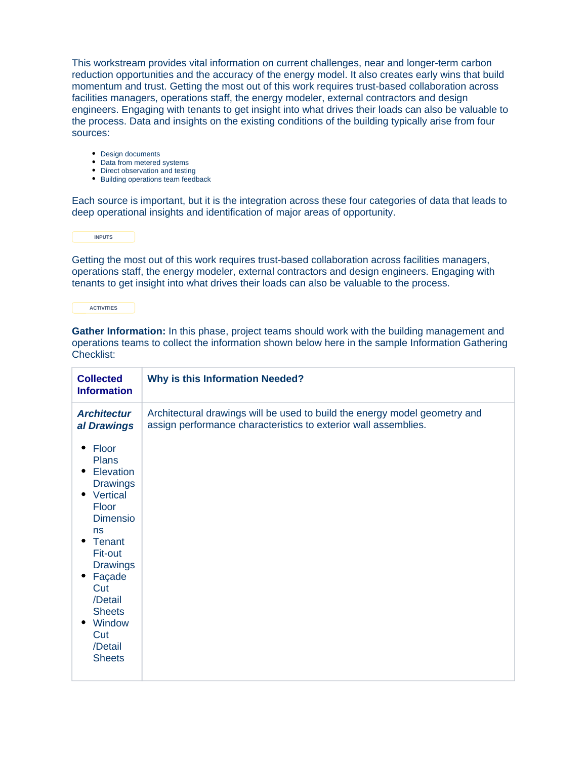This workstream provides vital information on current challenges, near and longer-term carbon reduction opportunities and the accuracy of the energy model. It also creates early wins that build momentum and trust. Getting the most out of this work requires trust-based collaboration across facilities managers, operations staff, the energy modeler, external contractors and design engineers. Engaging with tenants to get insight into what drives their loads can also be valuable to the process. Data and insights on the existing conditions of the building typically arise from four sources:

- Design documents
- Data from metered systems
- Direct observation and testing
- Building operations team feedback

Each source is important, but it is the integration across these four categories of data that leads to deep operational insights and identification of major areas of opportunity.

INPUTS

Getting the most out of this work requires trust-based collaboration across facilities managers, operations staff, the energy modeler, external contractors and design engineers. Engaging with tenants to get insight into what drives their loads can also be valuable to the process.

ACTIVITIES

**Gather Information:** In this phase, project teams should work with the building management and operations teams to collect the information shown below here in the sample Information Gathering Checklist:

| **Collected Information** | **Why is this Information Needed?** |
|---|---|
| ***Architectural Drawings*** <br> • Floor Plans <br> • Elevation Drawings <br> • Vertical Floor Dimensions <br> • Tenant Fit-out Drawings <br> • Façade Cut /Detail Sheets <br> • Window Cut /Detail Sheets | Architectural drawings will be used to build the energy model geometry and assign performance characteristics to exterior wall assemblies. |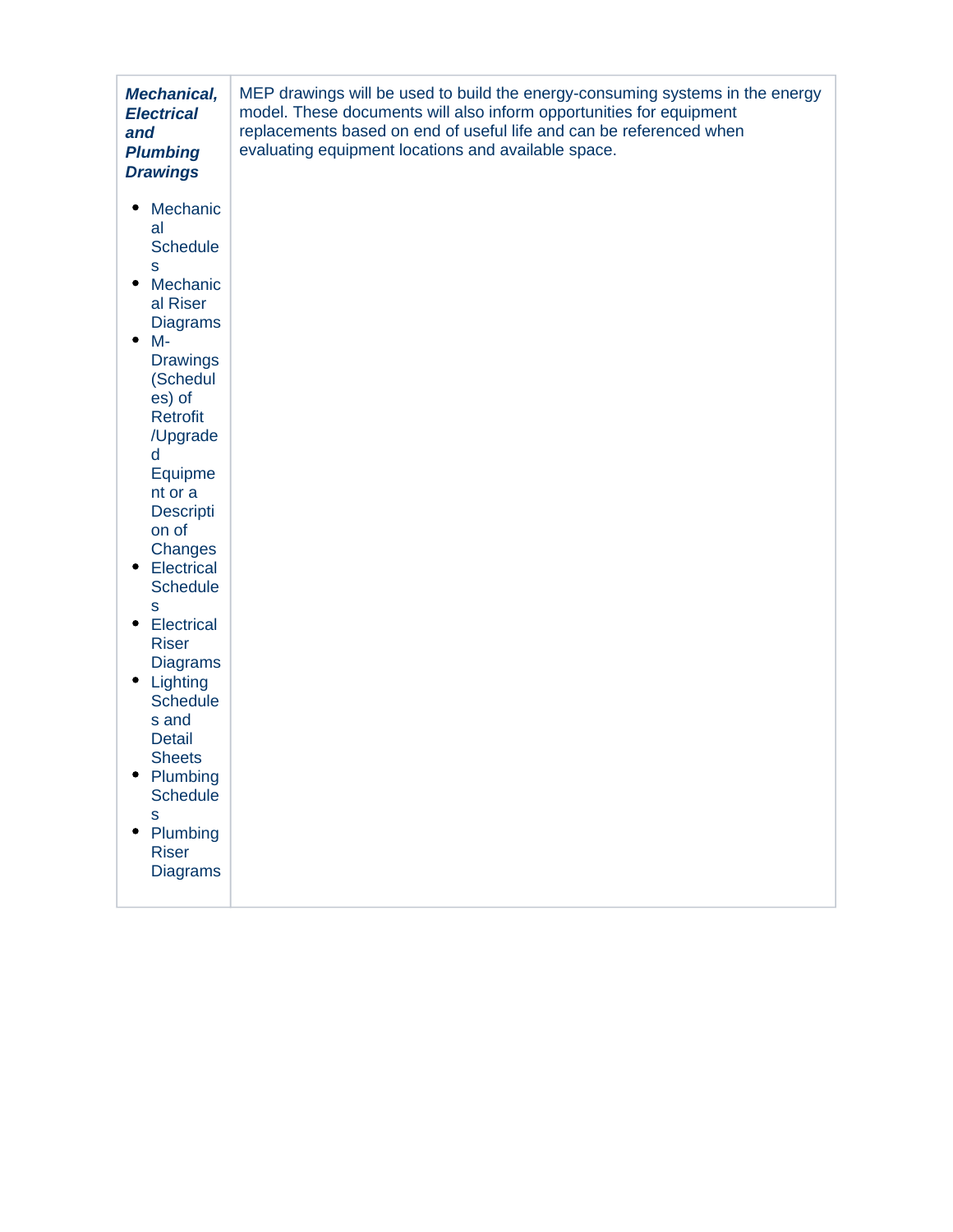| | |
|---|---|
| ***Mechanical, Electrical and Plumbing Drawings***<br><br>• Mechanical Schedules<br>• Mechanical Riser Diagrams<br>• M-Drawings (Schedules) of Retrofit /Upgraded Equipment or a Description of Changes<br>• Electrical Schedules<br>• Electrical Riser Diagrams<br>• Lighting Schedules and Detail Sheets<br>• Plumbing Schedules<br>• Plumbing Riser Diagrams | MEP drawings will be used to build the energy-consuming systems in the energy model. These documents will also inform opportunities for equipment replacements based on end of useful life and can be referenced when evaluating equipment locations and available space. |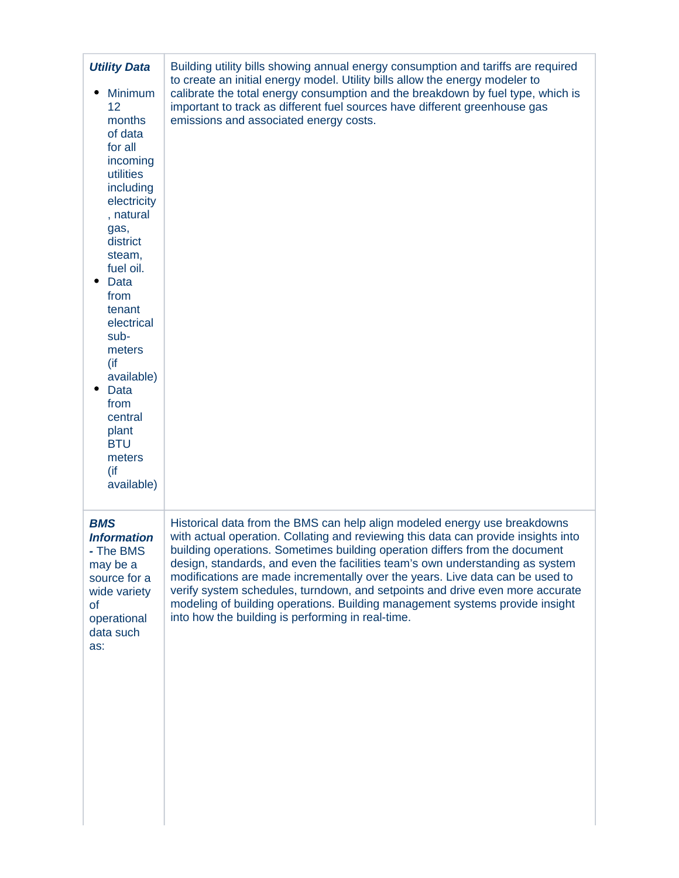| | |
|---|---|
| ***Utility Data*** <br>• Minimum 12 months of data for all incoming utilities including electricity, natural gas, district steam, fuel oil. <br>• Data from tenant electrical sub-meters (if available) <br>• Data from central plant BTU meters (if available) | Building utility bills showing annual energy consumption and tariffs are required to create an initial energy model. Utility bills allow the energy modeler to calibrate the total energy consumption and the breakdown by fuel type, which is important to track as different fuel sources have different greenhouse gas emissions and associated energy costs. |
| ***BMS Information*** **-** The BMS may be a source for a wide variety of operational data such as: | Historical data from the BMS can help align modeled energy use breakdowns with actual operation. Collating and reviewing this data can provide insights into building operations. Sometimes building operation differs from the document design, standards, and even the facilities team's own understanding as system modifications are made incrementally over the years. Live data can be used to verify system schedules, turndown, and setpoints and drive even more accurate modeling of building operations. Building management systems provide insight into how the building is performing in real-time. |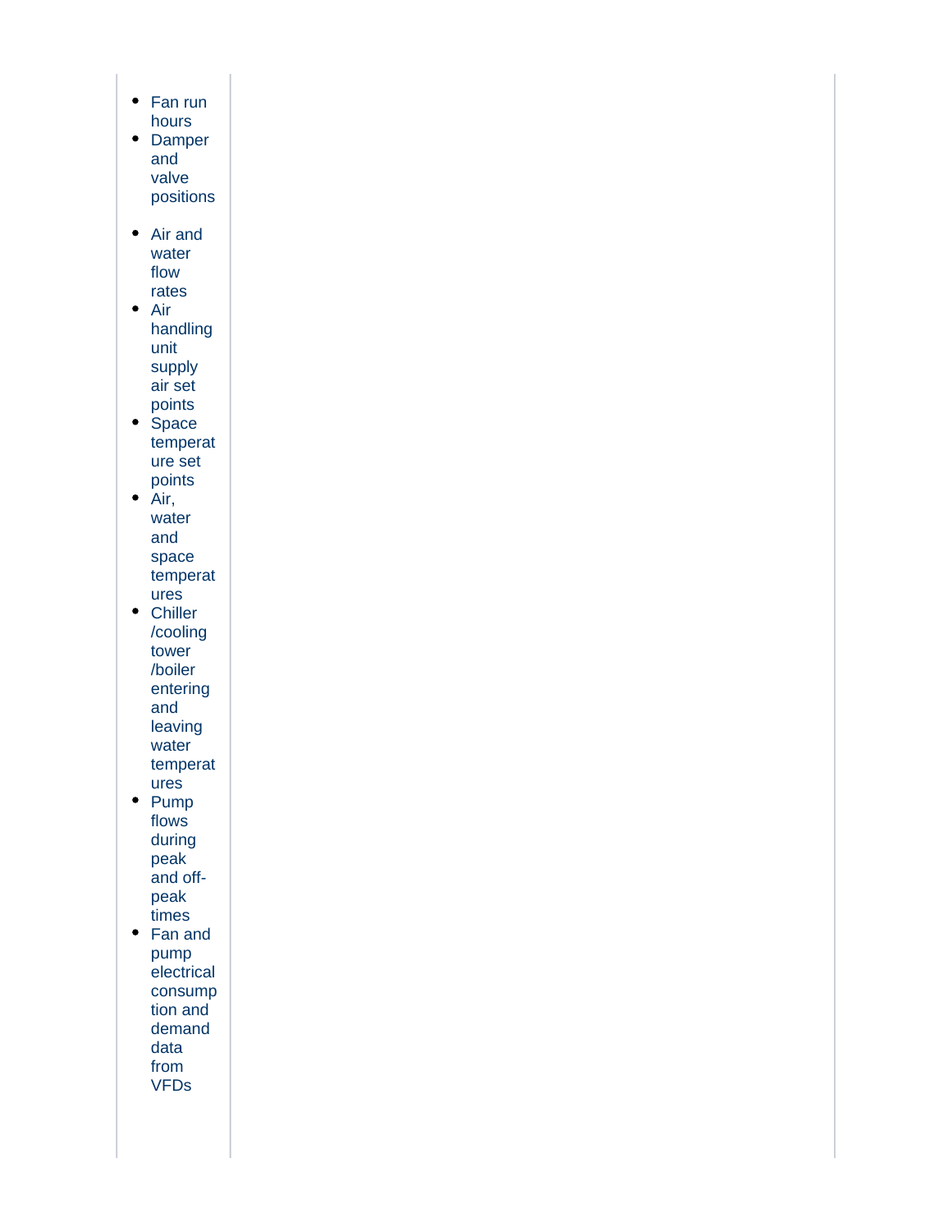| | |
|---|---|
| • Fan run hours<br>• Damper and valve positions<br><br>• Air and water flow rates<br>• Air handling unit supply air set points<br>• Space temperature set points<br>• Air, water and space temperatures<br>• Chiller /cooling tower /boiler entering and leaving water temperatures<br>• Pump flows during peak and off-peak times<br>• Fan and pump electrical consumption and demand data from VFDs | |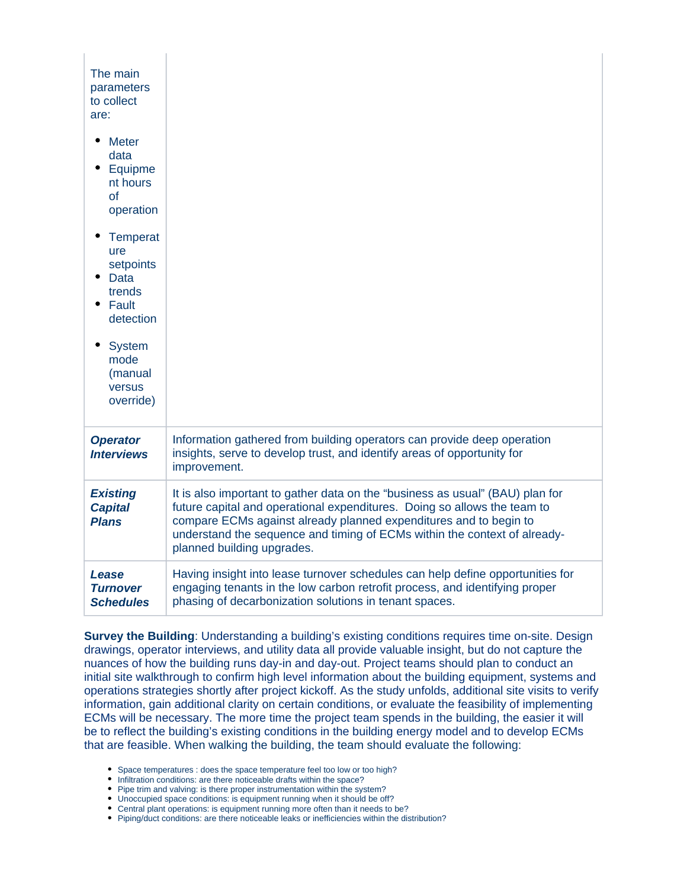| | |
|---|---|
| The main parameters to collect are:<br><br>• Meter data<br>• Equipment hours of operation<br>• Temperature setpoints<br>• Data trends<br>• Fault detection<br>• System mode (manual versus override) | |
| ***Operator Interviews*** | Information gathered from building operators can provide deep operation insights, serve to develop trust, and identify areas of opportunity for improvement. |
| ***Existing Capital Plans*** | It is also important to gather data on the "business as usual" (BAU) plan for future capital and operational expenditures. Doing so allows the team to compare ECMs against already planned expenditures and to begin to understand the sequence and timing of ECMs within the context of already-planned building upgrades. |
| ***Lease Turnover Schedules*** | Having insight into lease turnover schedules can help define opportunities for engaging tenants in the low carbon retrofit process, and identifying proper phasing of decarbonization solutions in tenant spaces. |

**Survey the Building**: Understanding a building's existing conditions requires time on-site. Design drawings, operator interviews, and utility data all provide valuable insight, but do not capture the nuances of how the building runs day-in and day-out. Project teams should plan to conduct an initial site walkthrough to confirm high level information about the building equipment, systems and operations strategies shortly after project kickoff. As the study unfolds, additional site visits to verify information, gain additional clarity on certain conditions, or evaluate the feasibility of implementing ECMs will be necessary. The more time the project team spends in the building, the easier it will be to reflect the building's existing conditions in the building energy model and to develop ECMs that are feasible. When walking the building, the team should evaluate the following:

- Space temperatures : does the space temperature feel too low or too high?
- Infiltration conditions: are there noticeable drafts within the space?
- Pipe trim and valving: is there proper instrumentation within the system?
- Unoccupied space conditions: is equipment running when it should be off?
- Central plant operations: is equipment running more often than it needs to be?
- Piping/duct conditions: are there noticeable leaks or inefficiencies within the distribution?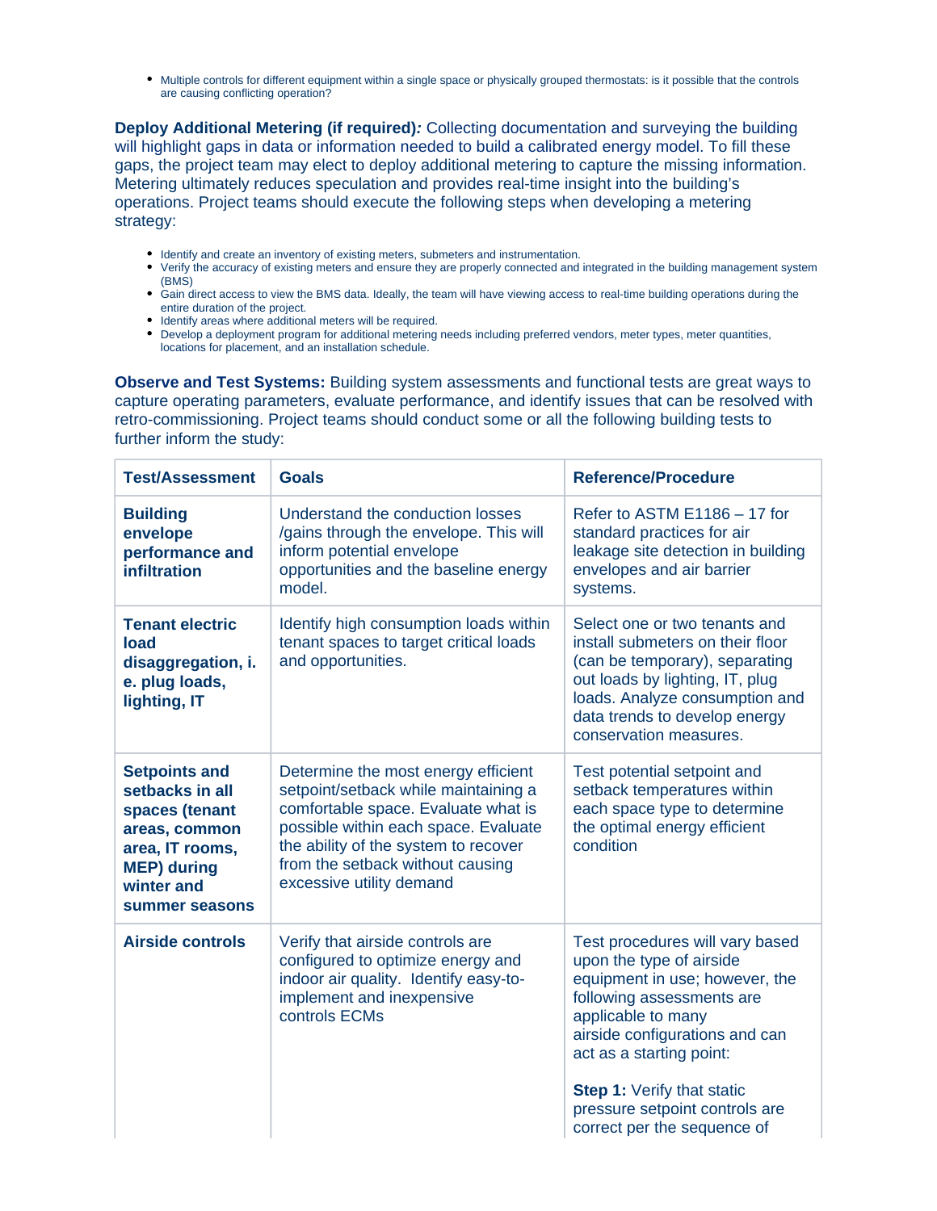- Multiple controls for different equipment within a single space or physically grouped thermostats: is it possible that the controls are causing conflicting operation?

**Deploy Additional Metering (if required)*:*** Collecting documentation and surveying the building will highlight gaps in data or information needed to build a calibrated energy model. To fill these gaps, the project team may elect to deploy additional metering to capture the missing information. Metering ultimately reduces speculation and provides real-time insight into the building's operations. Project teams should execute the following steps when developing a metering strategy:

- Identify and create an inventory of existing meters, submeters and instrumentation.
- Verify the accuracy of existing meters and ensure they are properly connected and integrated in the building management system (BMS)
- Gain direct access to view the BMS data. Ideally, the team will have viewing access to real-time building operations during the entire duration of the project.
- Identify areas where additional meters will be required.
- Develop a deployment program for additional metering needs including preferred vendors, meter types, meter quantities, locations for placement, and an installation schedule.

**Observe and Test Systems:** Building system assessments and functional tests are great ways to capture operating parameters, evaluate performance, and identify issues that can be resolved with retro-commissioning. Project teams should conduct some or all the following building tests to further inform the study:

| Test/Assessment | Goals | Reference/Procedure |
|---|---|---|
| **Building envelope performance and infiltration** | Understand the conduction losses /gains through the envelope. This will inform potential envelope opportunities and the baseline energy model. | Refer to ASTM E1186 – 17 for standard practices for air leakage site detection in building envelopes and air barrier systems. |
| **Tenant electric load disaggregation, i. e. plug loads, lighting, IT** | Identify high consumption loads within tenant spaces to target critical loads and opportunities. | Select one or two tenants and install submeters on their floor (can be temporary), separating out loads by lighting, IT, plug loads. Analyze consumption and data trends to develop energy conservation measures. |
| **Setpoints and setbacks in all spaces (tenant areas, common area, IT rooms, MEP) during winter and summer seasons** | Determine the most energy efficient setpoint/setback while maintaining a comfortable space. Evaluate what is possible within each space. Evaluate the ability of the system to recover from the setback without causing excessive utility demand | Test potential setpoint and setback temperatures within each space type to determine the optimal energy efficient condition |
| **Airside controls** | Verify that airside controls are configured to optimize energy and indoor air quality. Identify easy-to-implement and inexpensive controls ECMs | Test procedures will vary based upon the type of airside equipment in use; however, the following assessments are applicable to many airside configurations and can act as a starting point:<br><br>**Step 1:** Verify that static pressure setpoint controls are correct per the sequence of |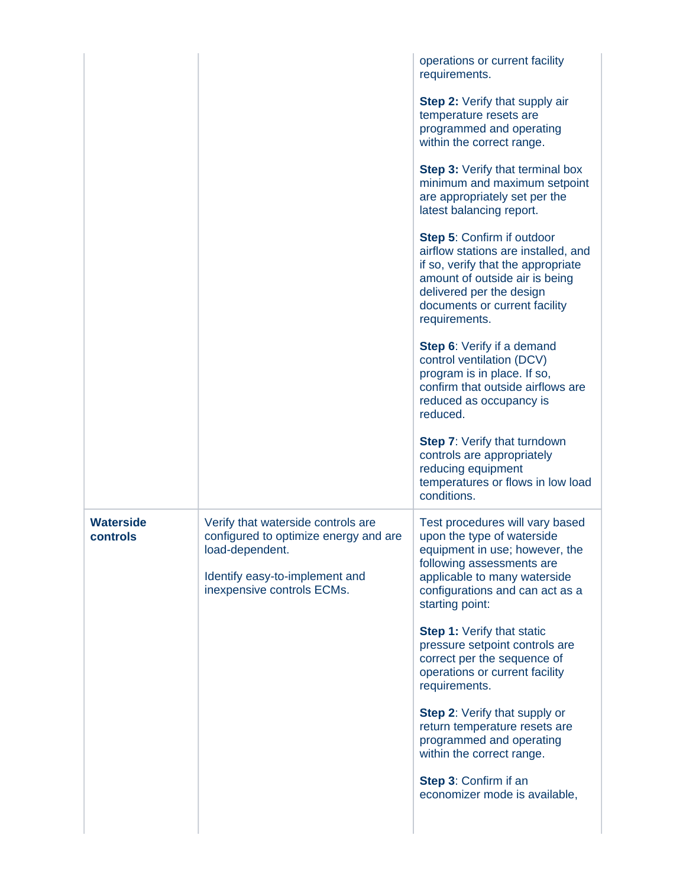| | | |
|---|---|---|
| | | operations or current facility requirements.<br><br>**Step 2:** Verify that supply air temperature resets are programmed and operating within the correct range.<br><br>**Step 3:** Verify that terminal box minimum and maximum setpoint are appropriately set per the latest balancing report.<br><br>**Step 5**: Confirm if outdoor airflow stations are installed, and if so, verify that the appropriate amount of outside air is being delivered per the design documents or current facility requirements.<br><br>**Step 6**: Verify if a demand control ventilation (DCV) program is in place. If so, confirm that outside airflows are reduced as occupancy is reduced.<br><br>**Step 7**: Verify that turndown controls are appropriately reducing equipment temperatures or flows in low load conditions. |
| **Waterside controls** | Verify that waterside controls are configured to optimize energy and are load-dependent.<br><br>Identify easy-to-implement and inexpensive controls ECMs. | Test procedures will vary based upon the type of waterside equipment in use; however, the following assessments are applicable to many waterside configurations and can act as a starting point:<br><br>**Step 1:** Verify that static pressure setpoint controls are correct per the sequence of operations or current facility requirements.<br><br>**Step 2**: Verify that supply or return temperature resets are programmed and operating within the correct range.<br><br>**Step 3**: Confirm if an economizer mode is available, |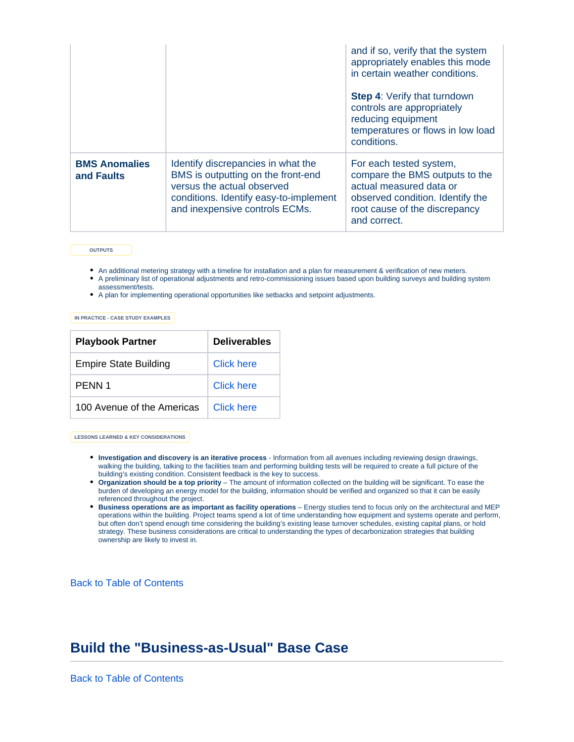| | | and if so, verify that the system appropriately enables this mode in certain weather conditions.<br><br>**Step 4**: Verify that turndown controls are appropriately reducing equipment temperatures or flows in low load conditions. |
|---|---|---|
| **BMS Anomalies and Faults** | Identify discrepancies in what the BMS is outputting on the front-end versus the actual observed conditions. Identify easy-to-implement and inexpensive controls ECMs. | For each tested system, compare the BMS outputs to the actual measured data or observed condition. Identify the root cause of the discrepancy and correct. |

OUTPUTS

- An additional metering strategy with a timeline for installation and a plan for measurement & verification of new meters.
- A preliminary list of operational adjustments and retro-commissioning issues based upon building surveys and building system assessment/tests.
- A plan for implementing operational opportunities like setbacks and setpoint adjustments.

IN PRACTICE - CASE STUDY EXAMPLES

| Playbook Partner | Deliverables |
|---|---|
| Empire State Building | Click here |
| PENN 1 | Click here |
| 100 Avenue of the Americas | Click here |

LESSONS LEARNED & KEY CONSIDERATIONS

- **Investigation and discovery is an iterative process** - Information from all avenues including reviewing design drawings, walking the building, talking to the facilities team and performing building tests will be required to create a full picture of the building's existing condition. Consistent feedback is the key to success.
- **Organization should be a top priority** – The amount of information collected on the building will be significant. To ease the burden of developing an energy model for the building, information should be verified and organized so that it can be easily referenced throughout the project.
- **Business operations are as important as facility operations** – Energy studies tend to focus only on the architectural and MEP operations within the building. Project teams spend a lot of time understanding how equipment and systems operate and perform, but often don't spend enough time considering the building's existing lease turnover schedules, existing capital plans, or hold strategy. These business considerations are critical to understanding the types of decarbonization strategies that building ownership are likely to invest in.

Back to Table of Contents

## Build the "Business-as-Usual" Base Case

Back to Table of Contents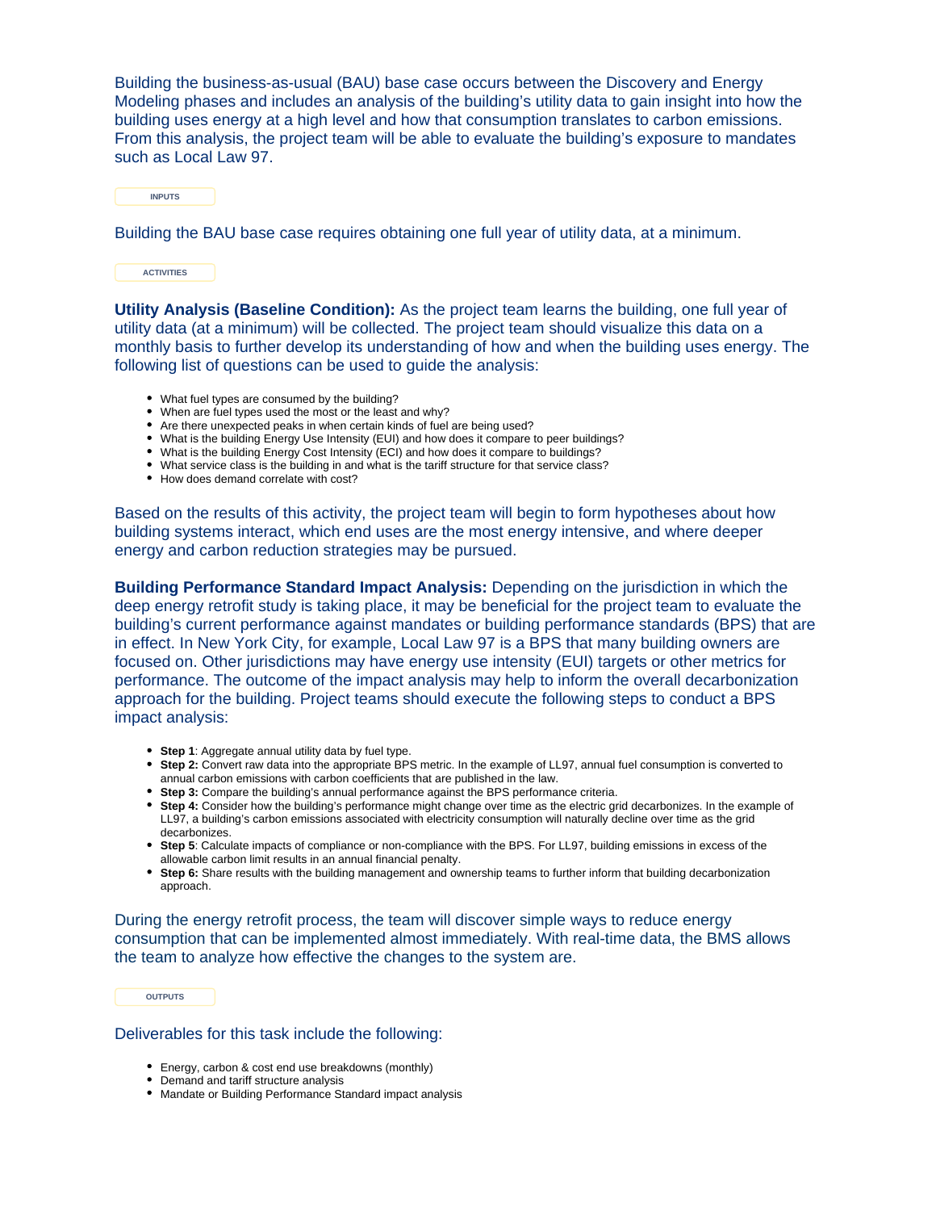Building the business-as-usual (BAU) base case occurs between the Discovery and Energy Modeling phases and includes an analysis of the building's utility data to gain insight into how the building uses energy at a high level and how that consumption translates to carbon emissions. From this analysis, the project team will be able to evaluate the building's exposure to mandates such as Local Law 97.

INPUTS

Building the BAU base case requires obtaining one full year of utility data, at a minimum.

ACTIVITIES

**Utility Analysis (Baseline Condition):** As the project team learns the building, one full year of utility data (at a minimum) will be collected. The project team should visualize this data on a monthly basis to further develop its understanding of how and when the building uses energy. The following list of questions can be used to guide the analysis:

- What fuel types are consumed by the building?
- When are fuel types used the most or the least and why?
- Are there unexpected peaks in when certain kinds of fuel are being used?
- What is the building Energy Use Intensity (EUI) and how does it compare to peer buildings?
- What is the building Energy Cost Intensity (ECI) and how does it compare to buildings?
- What service class is the building in and what is the tariff structure for that service class?
- How does demand correlate with cost?

Based on the results of this activity, the project team will begin to form hypotheses about how building systems interact, which end uses are the most energy intensive, and where deeper energy and carbon reduction strategies may be pursued.

**Building Performance Standard Impact Analysis:** Depending on the jurisdiction in which the deep energy retrofit study is taking place, it may be beneficial for the project team to evaluate the building's current performance against mandates or building performance standards (BPS) that are in effect. In New York City, for example, Local Law 97 is a BPS that many building owners are focused on. Other jurisdictions may have energy use intensity (EUI) targets or other metrics for performance. The outcome of the impact analysis may help to inform the overall decarbonization approach for the building. Project teams should execute the following steps to conduct a BPS impact analysis:

- **Step 1**: Aggregate annual utility data by fuel type.
- **Step 2:** Convert raw data into the appropriate BPS metric. In the example of LL97, annual fuel consumption is converted to annual carbon emissions with carbon coefficients that are published in the law.
- **Step 3:** Compare the building's annual performance against the BPS performance criteria.
- **Step 4:** Consider how the building's performance might change over time as the electric grid decarbonizes. In the example of LL97, a building's carbon emissions associated with electricity consumption will naturally decline over time as the grid decarbonizes.
- **Step 5**: Calculate impacts of compliance or non-compliance with the BPS. For LL97, building emissions in excess of the allowable carbon limit results in an annual financial penalty.
- **Step 6:** Share results with the building management and ownership teams to further inform that building decarbonization approach.

During the energy retrofit process, the team will discover simple ways to reduce energy consumption that can be implemented almost immediately. With real-time data, the BMS allows the team to analyze how effective the changes to the system are.

OUTPUTS

Deliverables for this task include the following:

- Energy, carbon & cost end use breakdowns (monthly)
- Demand and tariff structure analysis
- Mandate or Building Performance Standard impact analysis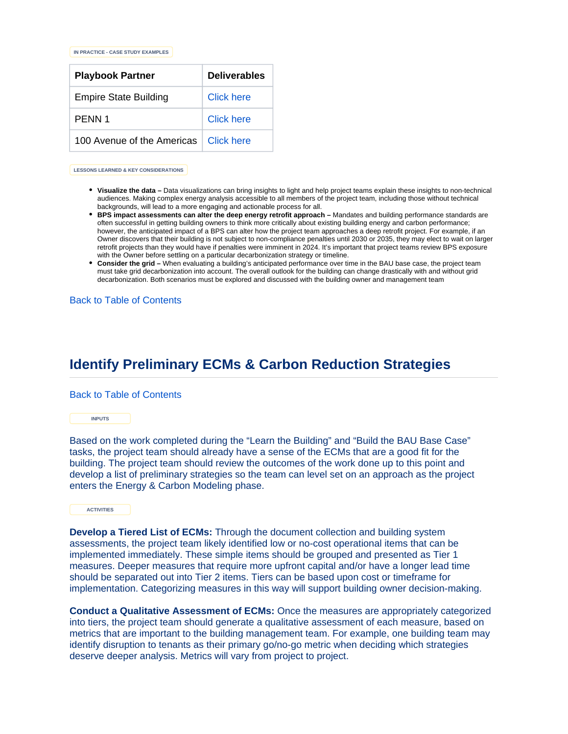IN PRACTICE - CASE STUDY EXAMPLES

| Playbook Partner | Deliverables |
| --- | --- |
| Empire State Building | Click here |
| PENN 1 | Click here |
| 100 Avenue of the Americas | Click here |

LESSONS LEARNED & KEY CONSIDERATIONS

- **Visualize the data –** Data visualizations can bring insights to light and help project teams explain these insights to non-technical audiences. Making complex energy analysis accessible to all members of the project team, including those without technical backgrounds, will lead to a more engaging and actionable process for all.
- **BPS impact assessments can alter the deep energy retrofit approach –** Mandates and building performance standards are often successful in getting building owners to think more critically about existing building energy and carbon performance; however, the anticipated impact of a BPS can alter how the project team approaches a deep retrofit project. For example, if an Owner discovers that their building is not subject to non-compliance penalties until 2030 or 2035, they may elect to wait on larger retrofit projects than they would have if penalties were imminent in 2024. It's important that project teams review BPS exposure with the Owner before settling on a particular decarbonization strategy or timeline.
- **Consider the grid –** When evaluating a building's anticipated performance over time in the BAU base case, the project team must take grid decarbonization into account. The overall outlook for the building can change drastically with and without grid decarbonization. Both scenarios must be explored and discussed with the building owner and management team

Back to Table of Contents

## Identify Preliminary ECMs & Carbon Reduction Strategies

Back to Table of Contents

INPUTS

Based on the work completed during the "Learn the Building" and "Build the BAU Base Case" tasks, the project team should already have a sense of the ECMs that are a good fit for the building. The project team should review the outcomes of the work done up to this point and develop a list of preliminary strategies so the team can level set on an approach as the project enters the Energy & Carbon Modeling phase.

ACTIVITIES

**Develop a Tiered List of ECMs:** Through the document collection and building system assessments, the project team likely identified low or no-cost operational items that can be implemented immediately. These simple items should be grouped and presented as Tier 1 measures. Deeper measures that require more upfront capital and/or have a longer lead time should be separated out into Tier 2 items. Tiers can be based upon cost or timeframe for implementation. Categorizing measures in this way will support building owner decision-making.

**Conduct a Qualitative Assessment of ECMs:** Once the measures are appropriately categorized into tiers, the project team should generate a qualitative assessment of each measure, based on metrics that are important to the building management team. For example, one building team may identify disruption to tenants as their primary go/no-go metric when deciding which strategies deserve deeper analysis. Metrics will vary from project to project.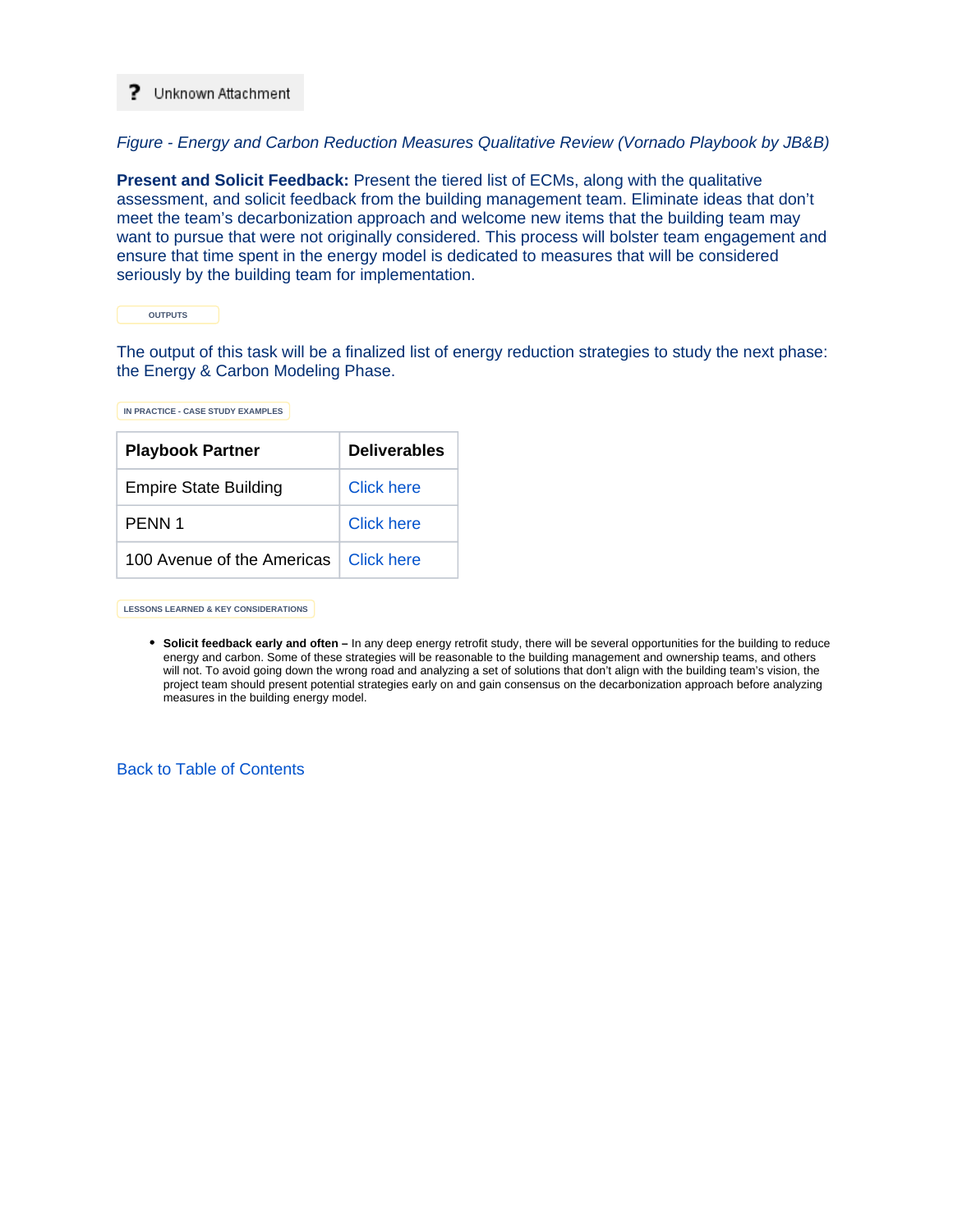? Unknown Attachment

*Figure - Energy and Carbon Reduction Measures Qualitative Review (Vornado Playbook by JB&B)*

**Present and Solicit Feedback:** Present the tiered list of ECMs, along with the qualitative assessment, and solicit feedback from the building management team. Eliminate ideas that don't meet the team's decarbonization approach and welcome new items that the building team may want to pursue that were not originally considered. This process will bolster team engagement and ensure that time spent in the energy model is dedicated to measures that will be considered seriously by the building team for implementation.

OUTPUTS

The output of this task will be a finalized list of energy reduction strategies to study the next phase: the Energy & Carbon Modeling Phase.

IN PRACTICE - CASE STUDY EXAMPLES

| Playbook Partner | Deliverables |
| --- | --- |
| Empire State Building | Click here |
| PENN 1 | Click here |
| 100 Avenue of the Americas | Click here |

LESSONS LEARNED & KEY CONSIDERATIONS

- **Solicit feedback early and often –** In any deep energy retrofit study, there will be several opportunities for the building to reduce energy and carbon. Some of these strategies will be reasonable to the building management and ownership teams, and others will not. To avoid going down the wrong road and analyzing a set of solutions that don't align with the building team's vision, the project team should present potential strategies early on and gain consensus on the decarbonization approach before analyzing measures in the building energy model.

Back to Table of Contents